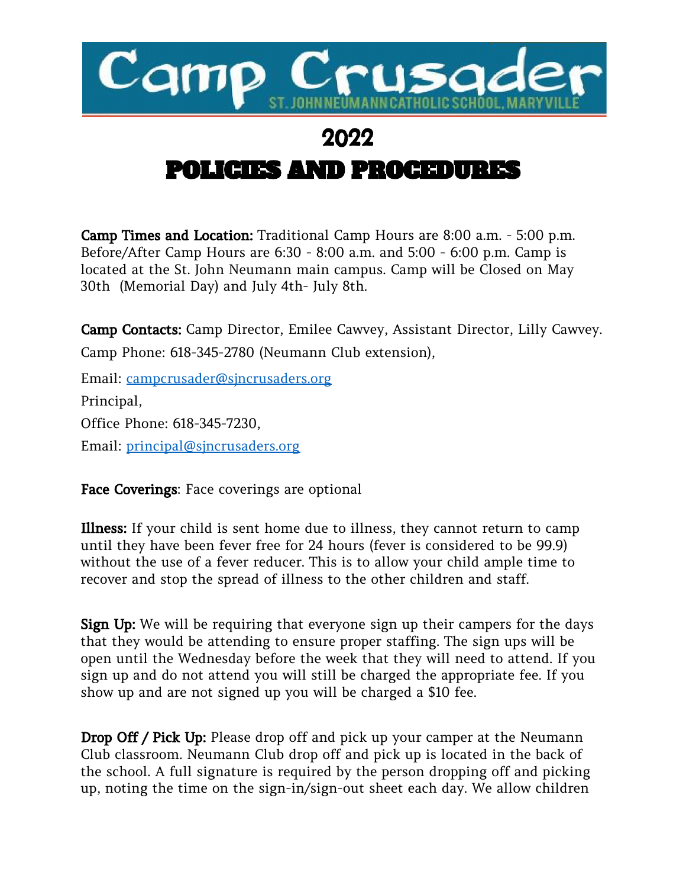# Camp Crusader

ST. JOHN NEUMANN CATHOLIC SCHOOL, MARYVILLE

## 2022

## POLICIES AND PROCEDURES

**Camp Times and Location:** Traditional Camp Hours are 8:00 a.m. - 5:00 p.m. Before/After Camp Hours are 6:30 - 8:00 a.m. and 5:00 - 6:00 p.m. Camp is located at the St. John Neumann main campus. Camp will be Closed on May 30th (Memorial Day) and July 4th- July 8th.

**Camp Contacts:** Camp Director, Emilee Cawvey, Assistant Director, Lilly Cawvey.

Camp Phone: 618-345-2780 (Neumann Club extension),

Email: campcrusader@sjncrusaders.org

Principal,

Office Phone: 618-345-7230,

Email: principal@sjncrusaders.org

**Face Coverings**: Face coverings are optional

**Illness:** If your child is sent home due to illness, they cannot return to camp until they have been fever free for 24 hours (fever is considered to be 99.9) without the use of a fever reducer. This is to allow your child ample time to recover and stop the spread of illness to the other children and staff.

**Sign Up:** We will be requiring that everyone sign up their campers for the days that they would be attending to ensure proper staffing. The sign ups will be open until the Wednesday before the week that they will need to attend. If you sign up and do not attend you will still be charged the appropriate fee. If you show up and are not signed up you will be charged a $10 fee.

**Drop Off / Pick Up:** Please drop off and pick up your camper at the Neumann Club classroom. Neumann Club drop off and pick up is located in the back of the school. A full signature is required by the person dropping off and picking up, noting the time on the sign-in/sign-out sheet each day. We allow children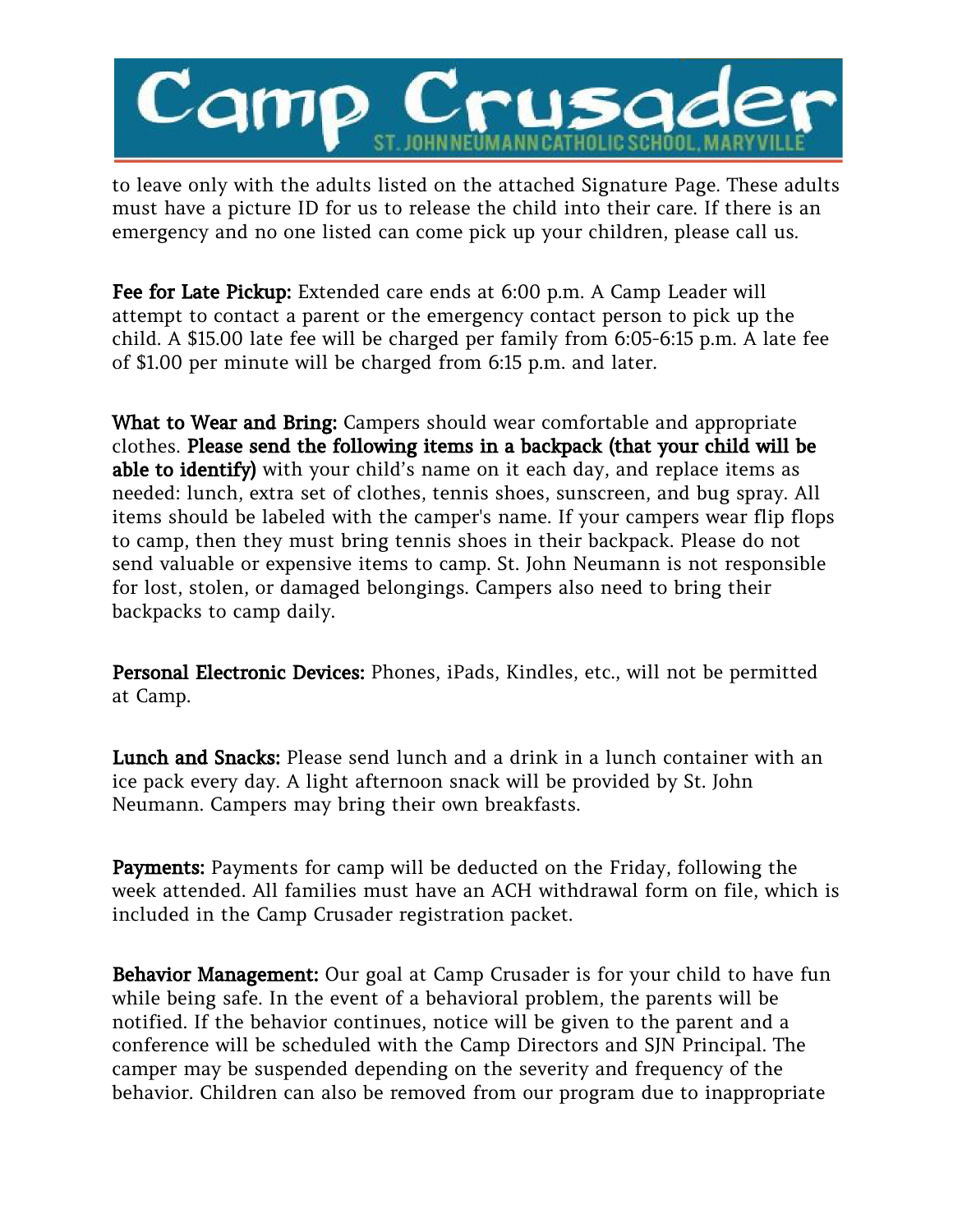to leave only with the adults listed on the attached Signature Page. These adults must have a picture ID for us to release the child into their care. If there is an emergency and no one listed can come pick up your children, please call us.

**Fee for Late Pickup:** Extended care ends at 6:00 p.m. A Camp Leader will attempt to contact a parent or the emergency contact person to pick up the child. A $15.00 late fee will be charged per family from 6:05-6:15 p.m. A late fee of $1.00 per minute will be charged from 6:15 p.m. and later.

**What to Wear and Bring:** Campers should wear comfortable and appropriate clothes. **Please send the following items in a backpack (that your child will be able to identify)** with your child's name on it each day, and replace items as needed: lunch, extra set of clothes, tennis shoes, sunscreen, and bug spray. All items should be labeled with the camper's name. If your campers wear flip flops to camp, then they must bring tennis shoes in their backpack. Please do not send valuable or expensive items to camp. St. John Neumann is not responsible for lost, stolen, or damaged belongings. Campers also need to bring their backpacks to camp daily.

**Personal Electronic Devices:** Phones, iPads, Kindles, etc., will not be permitted at Camp.

**Lunch and Snacks:** Please send lunch and a drink in a lunch container with an ice pack every day. A light afternoon snack will be provided by St. John Neumann. Campers may bring their own breakfasts.

**Payments:** Payments for camp will be deducted on the Friday, following the week attended. All families must have an ACH withdrawal form on file, which is included in the Camp Crusader registration packet.

**Behavior Management:** Our goal at Camp Crusader is for your child to have fun while being safe. In the event of a behavioral problem, the parents will be notified. If the behavior continues, notice will be given to the parent and a conference will be scheduled with the Camp Directors and SJN Principal. The camper may be suspended depending on the severity and frequency of the behavior. Children can also be removed from our program due to inappropriate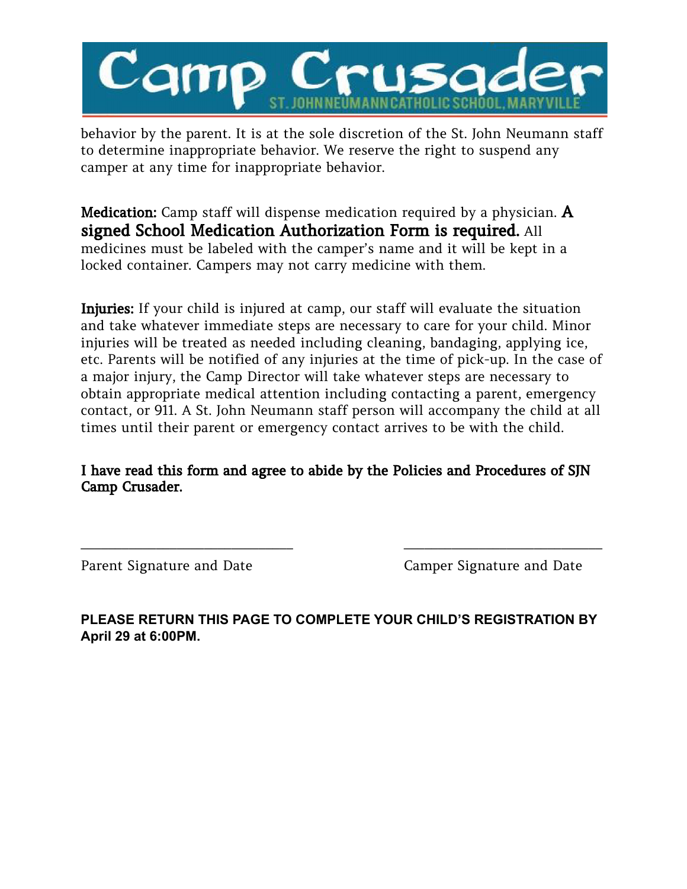behavior by the parent. It is at the sole discretion of the St. John Neumann staff to determine inappropriate behavior. We reserve the right to suspend any camper at any time for inappropriate behavior.

**Medication:** Camp staff will dispense medication required by a physician. **A signed School Medication Authorization Form is required.** All medicines must be labeled with the camper's name and it will be kept in a locked container. Campers may not carry medicine with them.

**Injuries:** If your child is injured at camp, our staff will evaluate the situation and take whatever immediate steps are necessary to care for your child. Minor injuries will be treated as needed including cleaning, bandaging, applying ice, etc. Parents will be notified of any injuries at the time of pick-up. In the case of a major injury, the Camp Director will take whatever steps are necessary to obtain appropriate medical attention including contacting a parent, emergency contact, or 911. A St. John Neumann staff person will accompany the child at all times until their parent or emergency contact arrives to be with the child.

**I have read this form and agree to abide by the Policies and Procedures of SJN Camp Crusader.**

______________________________ ______________________________

Parent Signature and Date Camper Signature and Date

**PLEASE RETURN THIS PAGE TO COMPLETE YOUR CHILD'S REGISTRATION BY April 29 at 6:00PM.**